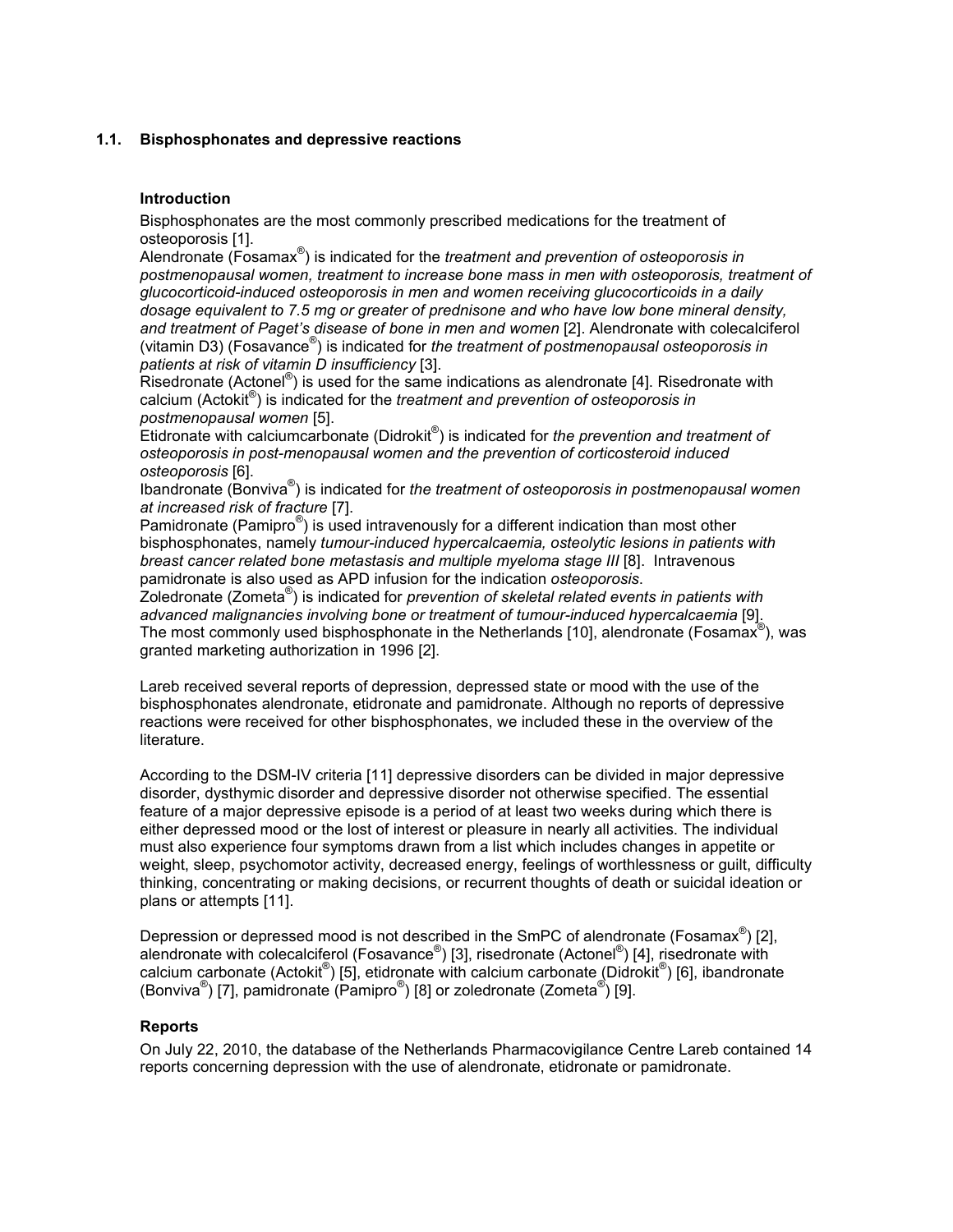## 1.1. Bisphosphonates and depressive reactions

### Introduction

Bisphosphonates are the most commonly prescribed medications for the treatment of osteoporosis [1].
Alendronate (Fosamax®) is indicated for the *treatment and prevention of osteoporosis in postmenopausal women, treatment to increase bone mass in men with osteoporosis, treatment of glucocorticoid-induced osteoporosis in men and women receiving glucocorticoids in a daily dosage equivalent to 7.5 mg or greater of prednisone and who have low bone mineral density, and treatment of Paget's disease of bone in men and women* [2]. Alendronate with colecalciferol (vitamin D3) (Fosavance®) is indicated for *the treatment of postmenopausal osteoporosis in patients at risk of vitamin D insufficiency* [3].
Risedronate (Actonel®) is used for the same indications as alendronate [4]. Risedronate with calcium (Actokit®) is indicated for the *treatment and prevention of osteoporosis in postmenopausal women* [5].
Etidronate with calciumcarbonate (Didrokit®) is indicated for *the prevention and treatment of osteoporosis in post-menopausal women and the prevention of corticosteroid induced osteoporosis* [6].
Ibandronate (Bonviva®) is indicated for *the treatment of osteoporosis in postmenopausal women at increased risk of fracture* [7].
Pamidronate (Pamipro®) is used intravenously for a different indication than most other bisphosphonates, namely *tumour-induced hypercalcaemia, osteolytic lesions in patients with breast cancer related bone metastasis and multiple myeloma stage III* [8]. Intravenous pamidronate is also used as APD infusion for the indication *osteoporosis*.
Zoledronate (Zometa®) is indicated for *prevention of skeletal related events in patients with advanced malignancies involving bone or treatment of tumour-induced hypercalcaemia* [9].
The most commonly used bisphosphonate in the Netherlands [10], alendronate (Fosamax®), was granted marketing authorization in 1996 [2].

Lareb received several reports of depression, depressed state or mood with the use of the bisphosphonates alendronate, etidronate and pamidronate. Although no reports of depressive reactions were received for other bisphosphonates, we included these in the overview of the literature.

According to the DSM-IV criteria [11] depressive disorders can be divided in major depressive disorder, dysthymic disorder and depressive disorder not otherwise specified. The essential feature of a major depressive episode is a period of at least two weeks during which there is either depressed mood or the lost of interest or pleasure in nearly all activities. The individual must also experience four symptoms drawn from a list which includes changes in appetite or weight, sleep, psychomotor activity, decreased energy, feelings of worthlessness or guilt, difficulty thinking, concentrating or making decisions, or recurrent thoughts of death or suicidal ideation or plans or attempts [11].

Depression or depressed mood is not described in the SmPC of alendronate (Fosamax®) [2], alendronate with colecalciferol (Fosavance®) [3], risedronate (Actonel®) [4], risedronate with calcium carbonate (Actokit®) [5], etidronate with calcium carbonate (Didrokit®) [6], ibandronate (Bonviva®) [7], pamidronate (Pamipro®) [8] or zoledronate (Zometa®) [9].

### Reports

On July 22, 2010, the database of the Netherlands Pharmacovigilance Centre Lareb contained 14 reports concerning depression with the use of alendronate, etidronate or pamidronate.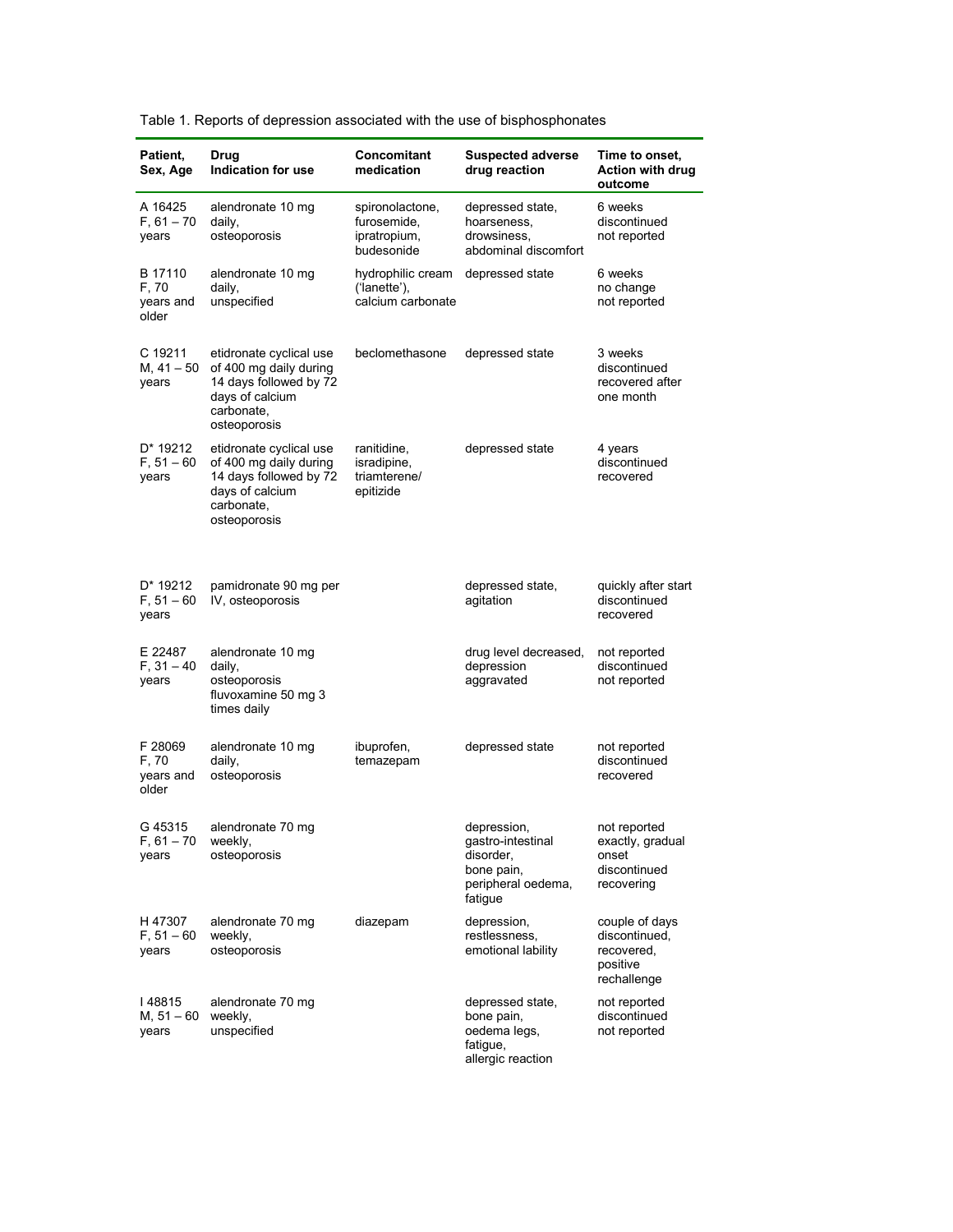Table 1. Reports of depression associated with the use of bisphosphonates

| Patient, Sex, Age | Drug Indication for use | Concomitant medication | Suspected adverse drug reaction | Time to onset, Action with drug outcome |
|---|---|---|---|---|
| A 16425 F, 61 – 70 years | alendronate 10 mg daily, osteoporosis | spironolactone, furosemide, ipratropium, budesonide | depressed state, hoarseness, drowsiness, abdominal discomfort | 6 weeks discontinued not reported |
| B 17110 F, 70 years and older | alendronate 10 mg daily, unspecified | hydrophilic cream ('lanette'), calcium carbonate | depressed state | 6 weeks no change not reported |
| C 19211 M, 41 – 50 years | etidronate cyclical use of 400 mg daily during 14 days followed by 72 days of calcium carbonate, osteoporosis | beclomethasone | depressed state | 3 weeks discontinued recovered after one month |
| D* 19212 F, 51 – 60 years | etidronate cyclical use of 400 mg daily during 14 days followed by 72 days of calcium carbonate, osteoporosis | ranitidine, isradipine, triamterene/ epitizide | depressed state | 4 years discontinued recovered |
| D* 19212 F, 51 – 60 years | pamidronate 90 mg per IV, osteoporosis | | depressed state, agitation | quickly after start discontinued recovered |
| E 22487 F, 31 – 40 years | alendronate 10 mg daily, osteoporosis fluvoxamine 50 mg 3 times daily | | drug level decreased, depression aggravated | not reported discontinued not reported |
| F 28069 F, 70 years and older | alendronate 10 mg daily, osteoporosis | ibuprofen, temazepam | depressed state | not reported discontinued recovered |
| G 45315 F, 61 – 70 years | alendronate 70 mg weekly, osteoporosis | | depression, gastro-intestinal disorder, bone pain, peripheral oedema, fatigue | not reported exactly, gradual onset discontinued recovering |
| H 47307 F, 51 – 60 years | alendronate 70 mg weekly, osteoporosis | diazepam | depression, restlessness, emotional lability | couple of days discontinued, recovered, positive rechallenge |
| I 48815 M, 51 – 60 years | alendronate 70 mg weekly, unspecified | | depressed state, bone pain, oedema legs, fatigue, allergic reaction | not reported discontinued not reported |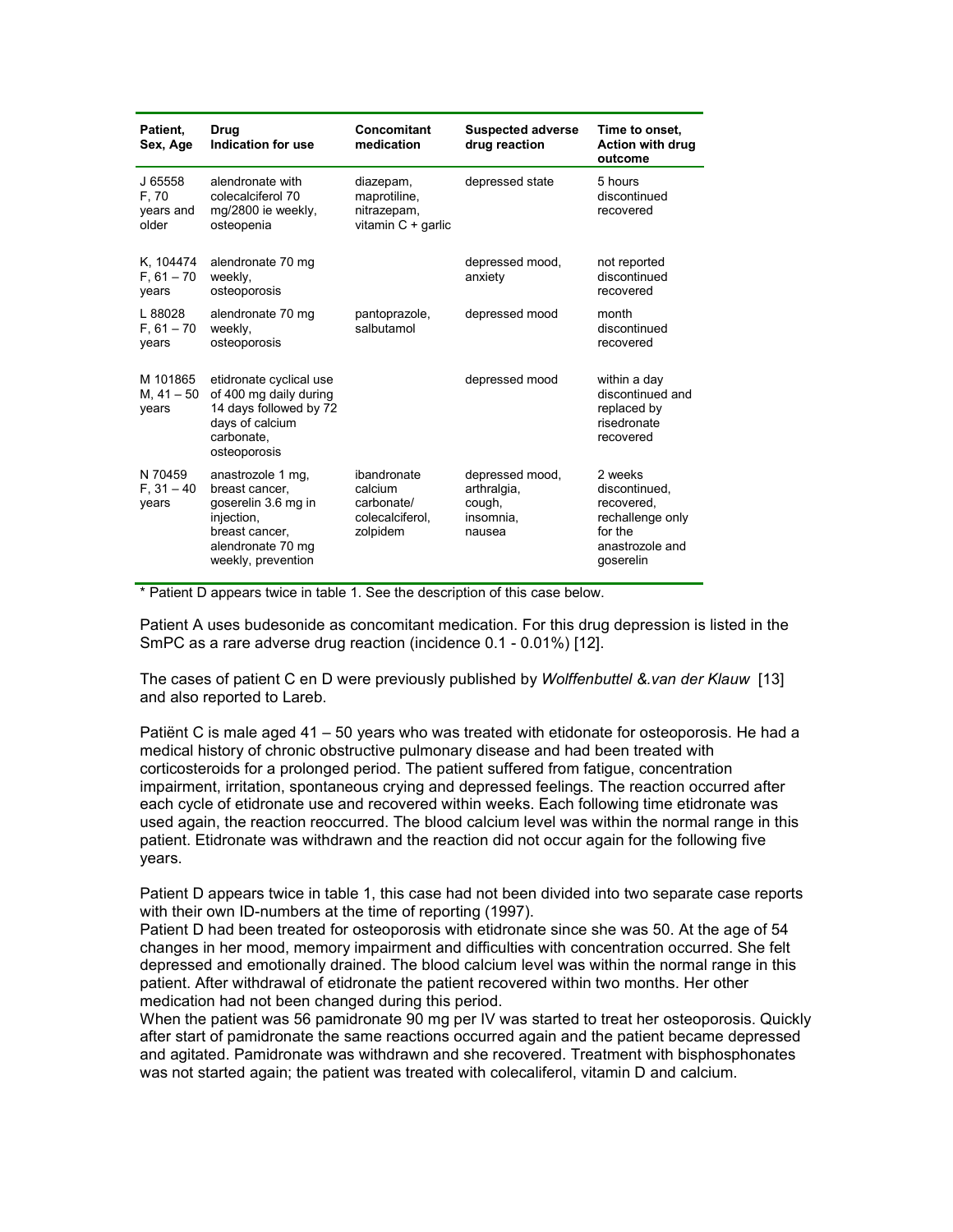| Patient, Sex, Age | Drug Indication for use | Concomitant medication | Suspected adverse drug reaction | Time to onset, Action with drug outcome |
|---|---|---|---|---|
| J 65558 F, 70 years and older | alendronate with colecalciferol 70 mg/2800 ie weekly, osteopenia | diazepam, maprotiline, nitrazepam, vitamin C + garlic | depressed state | 5 hours discontinued recovered |
| K, 104474 F, 61 – 70 years | alendronate 70 mg weekly, osteoporosis | | depressed mood, anxiety | not reported discontinued recovered |
| L 88028 F, 61 – 70 years | alendronate 70 mg weekly, osteoporosis | pantoprazole, salbutamol | depressed mood | month discontinued recovered |
| M 101865 M, 41 – 50 years | etidronate cyclical use of 400 mg daily during 14 days followed by 72 days of calcium carbonate, osteoporosis | | depressed mood | within a day discontinued and replaced by risedronate recovered |
| N 70459 F, 31 – 40 years | anastrozole 1 mg, breast cancer, goserelin 3.6 mg in injection, breast cancer, alendronate 70 mg weekly, prevention | ibandronate calcium carbonate/ colecalciferol, zolpidem | depressed mood, arthralgia, cough, insomnia, nausea | 2 weeks discontinued, recovered, rechallenge only for the anastrozole and goserelin |

* Patient D appears twice in table 1. See the description of this case below.

Patient A uses budesonide as concomitant medication. For this drug depression is listed in the SmPC as a rare adverse drug reaction (incidence 0.1 - 0.01%) [12].

The cases of patient C en D were previously published by *Wolffenbuttel &.van der Klauw* [13] and also reported to Lareb.

Patiënt C is male aged 41 – 50 years who was treated with etidonate for osteoporosis. He had a medical history of chronic obstructive pulmonary disease and had been treated with corticosteroids for a prolonged period. The patient suffered from fatigue, concentration impairment, irritation, spontaneous crying and depressed feelings. The reaction occurred after each cycle of etidronate use and recovered within weeks. Each following time etidronate was used again, the reaction reoccurred. The blood calcium level was within the normal range in this patient. Etidronate was withdrawn and the reaction did not occur again for the following five years.

Patient D appears twice in table 1, this case had not been divided into two separate case reports with their own ID-numbers at the time of reporting (1997).
Patient D had been treated for osteoporosis with etidronate since she was 50. At the age of 54 changes in her mood, memory impairment and difficulties with concentration occurred. She felt depressed and emotionally drained. The blood calcium level was within the normal range in this patient. After withdrawal of etidronate the patient recovered within two months. Her other medication had not been changed during this period.
When the patient was 56 pamidronate 90 mg per IV was started to treat her osteoporosis. Quickly after start of pamidronate the same reactions occurred again and the patient became depressed and agitated. Pamidronate was withdrawn and she recovered. Treatment with bisphosphonates was not started again; the patient was treated with colecaliferol, vitamin D and calcium.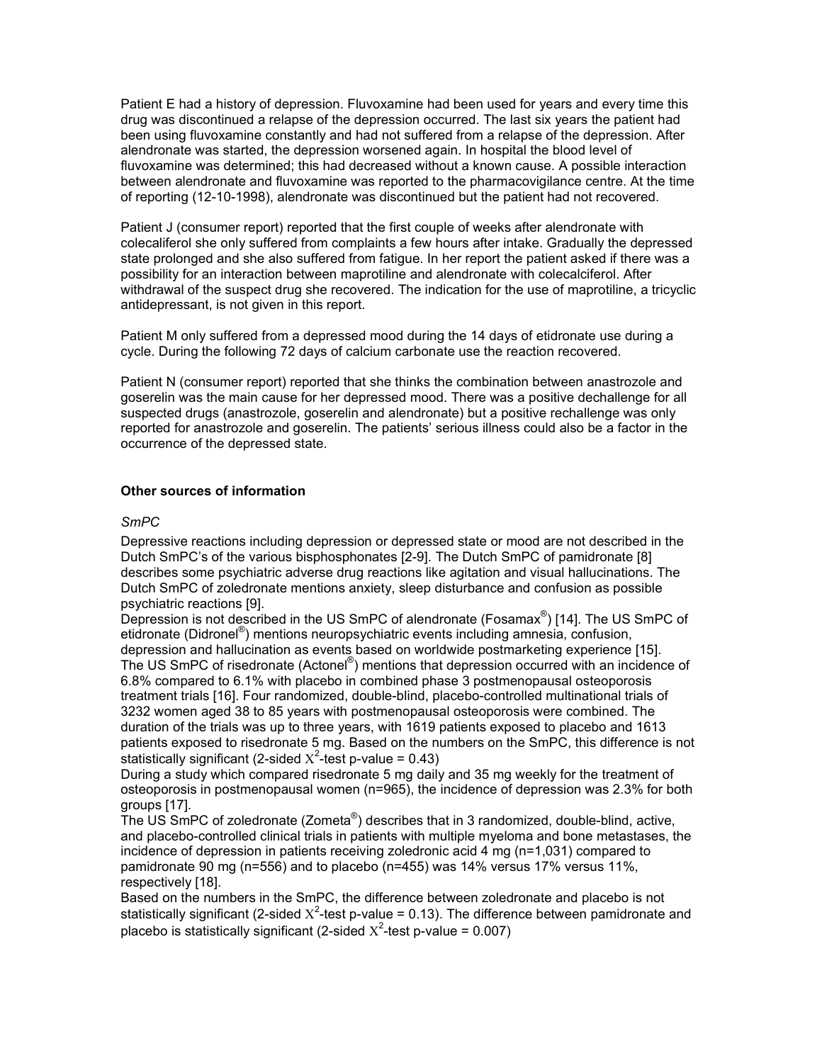Patient E had a history of depression. Fluvoxamine had been used for years and every time this drug was discontinued a relapse of the depression occurred. The last six years the patient had been using fluvoxamine constantly and had not suffered from a relapse of the depression. After alendronate was started, the depression worsened again. In hospital the blood level of fluvoxamine was determined; this had decreased without a known cause. A possible interaction between alendronate and fluvoxamine was reported to the pharmacovigilance centre. At the time of reporting (12-10-1998), alendronate was discontinued but the patient had not recovered.

Patient J (consumer report) reported that the first couple of weeks after alendronate with colecaliferol she only suffered from complaints a few hours after intake. Gradually the depressed state prolonged and she also suffered from fatigue. In her report the patient asked if there was a possibility for an interaction between maprotiline and alendronate with colecalciferol. After withdrawal of the suspect drug she recovered. The indication for the use of maprotiline, a tricyclic antidepressant, is not given in this report.

Patient M only suffered from a depressed mood during the 14 days of etidronate use during a cycle. During the following 72 days of calcium carbonate use the reaction recovered.

Patient N (consumer report) reported that she thinks the combination between anastrozole and goserelin was the main cause for her depressed mood. There was a positive dechallenge for all suspected drugs (anastrozole, goserelin and alendronate) but a positive rechallenge was only reported for anastrozole and goserelin. The patients' serious illness could also be a factor in the occurrence of the depressed state.

## Other sources of information

*SmPC*

Depressive reactions including depression or depressed state or mood are not described in the Dutch SmPC's of the various bisphosphonates [2-9]. The Dutch SmPC of pamidronate [8] describes some psychiatric adverse drug reactions like agitation and visual hallucinations. The Dutch SmPC of zoledronate mentions anxiety, sleep disturbance and confusion as possible psychiatric reactions [9].

Depression is not described in the US SmPC of alendronate (Fosamax®) [14]. The US SmPC of etidronate (Didronel®) mentions neuropsychiatric events including amnesia, confusion, depression and hallucination as events based on worldwide postmarketing experience [15].

The US SmPC of risedronate (Actonel®) mentions that depression occurred with an incidence of 6.8% compared to 6.1% with placebo in combined phase 3 postmenopausal osteoporosis treatment trials [16]. Four randomized, double-blind, placebo-controlled multinational trials of 3232 women aged 38 to 85 years with postmenopausal osteoporosis were combined. The duration of the trials was up to three years, with 1619 patients exposed to placebo and 1613 patients exposed to risedronate 5 mg. Based on the numbers on the SmPC, this difference is not statistically significant (2-sided $X^2$-test p-value = 0.43)

During a study which compared risedronate 5 mg daily and 35 mg weekly for the treatment of osteoporosis in postmenopausal women (n=965), the incidence of depression was 2.3% for both groups [17].

The US SmPC of zoledronate (Zometa®) describes that in 3 randomized, double-blind, active, and placebo-controlled clinical trials in patients with multiple myeloma and bone metastases, the incidence of depression in patients receiving zoledronic acid 4 mg (n=1,031) compared to pamidronate 90 mg (n=556) and to placebo (n=455) was 14% versus 17% versus 11%, respectively [18].

Based on the numbers in the SmPC, the difference between zoledronate and placebo is not statistically significant (2-sided $X^2$-test p-value = 0.13). The difference between pamidronate and placebo is statistically significant (2-sided $X^2$-test p-value = 0.007)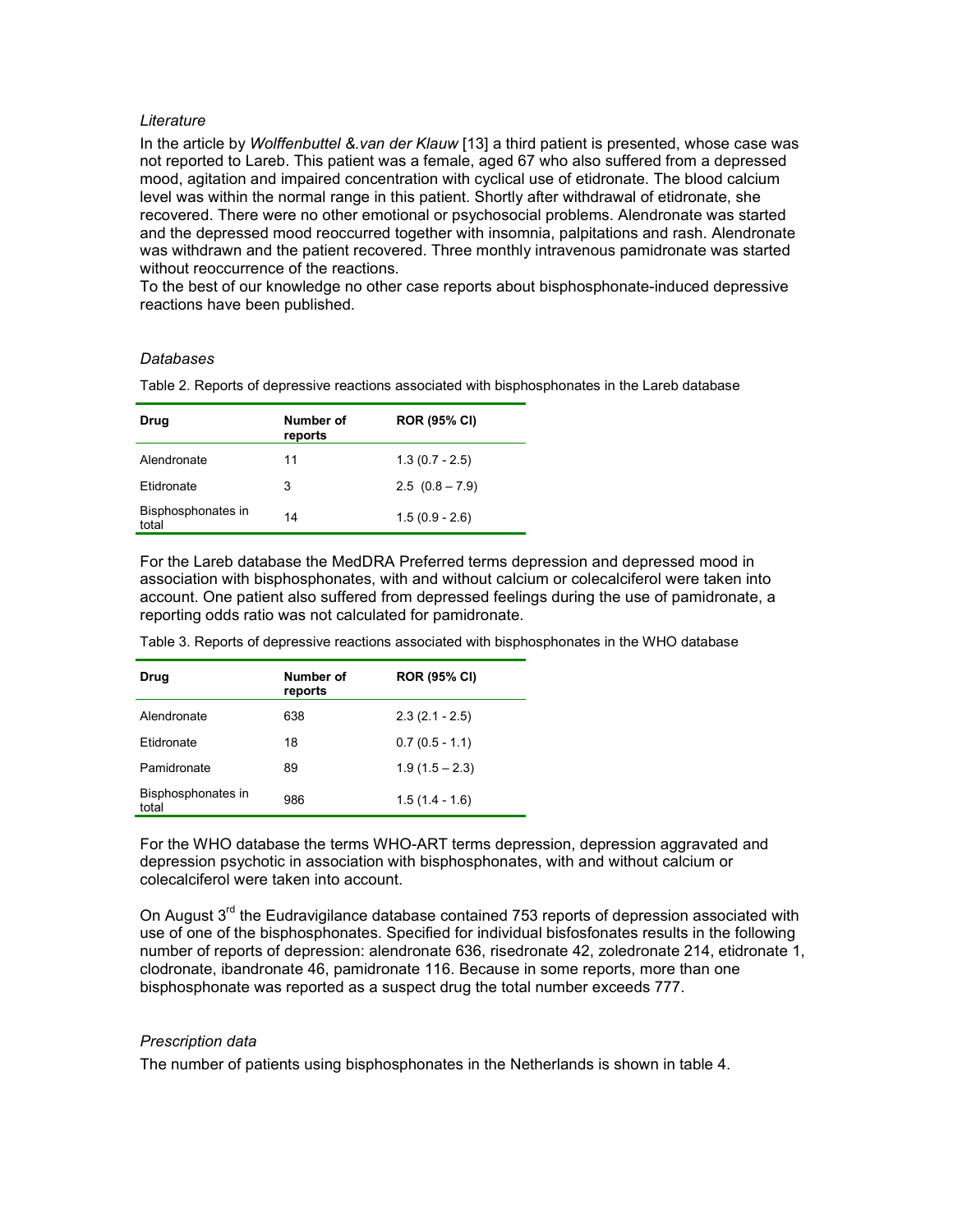*Literature*

In the article by *Wolffenbuttel &.van der Klauw* [13] a third patient is presented, whose case was not reported to Lareb. This patient was a female, aged 67 who also suffered from a depressed mood, agitation and impaired concentration with cyclical use of etidronate. The blood calcium level was within the normal range in this patient. Shortly after withdrawal of etidronate, she recovered. There were no other emotional or psychosocial problems. Alendronate was started and the depressed mood reoccurred together with insomnia, palpitations and rash. Alendronate was withdrawn and the patient recovered. Three monthly intravenous pamidronate was started without reoccurrence of the reactions.

To the best of our knowledge no other case reports about bisphosphonate-induced depressive reactions have been published.

*Databases*

Table 2. Reports of depressive reactions associated with bisphosphonates in the Lareb database

| Drug | Number of reports | ROR (95% CI) |
|---|---|---|
| Alendronate | 11 | 1.3 (0.7 - 2.5) |
| Etidronate | 3 | 2.5 (0.8 – 7.9) |
| Bisphosphonates in total | 14 | 1.5 (0.9 - 2.6) |

For the Lareb database the MedDRA Preferred terms depression and depressed mood in association with bisphosphonates, with and without calcium or colecalciferol were taken into account. One patient also suffered from depressed feelings during the use of pamidronate, a reporting odds ratio was not calculated for pamidronate.

Table 3. Reports of depressive reactions associated with bisphosphonates in the WHO database

| Drug | Number of reports | ROR (95% CI) |
|---|---|---|
| Alendronate | 638 | 2.3 (2.1 - 2.5) |
| Etidronate | 18 | 0.7 (0.5 - 1.1) |
| Pamidronate | 89 | 1.9 (1.5 – 2.3) |
| Bisphosphonates in total | 986 | 1.5 (1.4 - 1.6) |

For the WHO database the terms WHO-ART terms depression, depression aggravated and depression psychotic in association with bisphosphonates, with and without calcium or colecalciferol were taken into account.

On August 3rd the Eudravigilance database contained 753 reports of depression associated with use of one of the bisphosphonates. Specified for individual bisfosfonates results in the following number of reports of depression: alendronate 636, risedronate 42, zoledronate 214, etidronate 1, clodronate, ibandronate 46, pamidronate 116. Because in some reports, more than one bisphosphonate was reported as a suspect drug the total number exceeds 777.

*Prescription data*

The number of patients using bisphosphonates in the Netherlands is shown in table 4.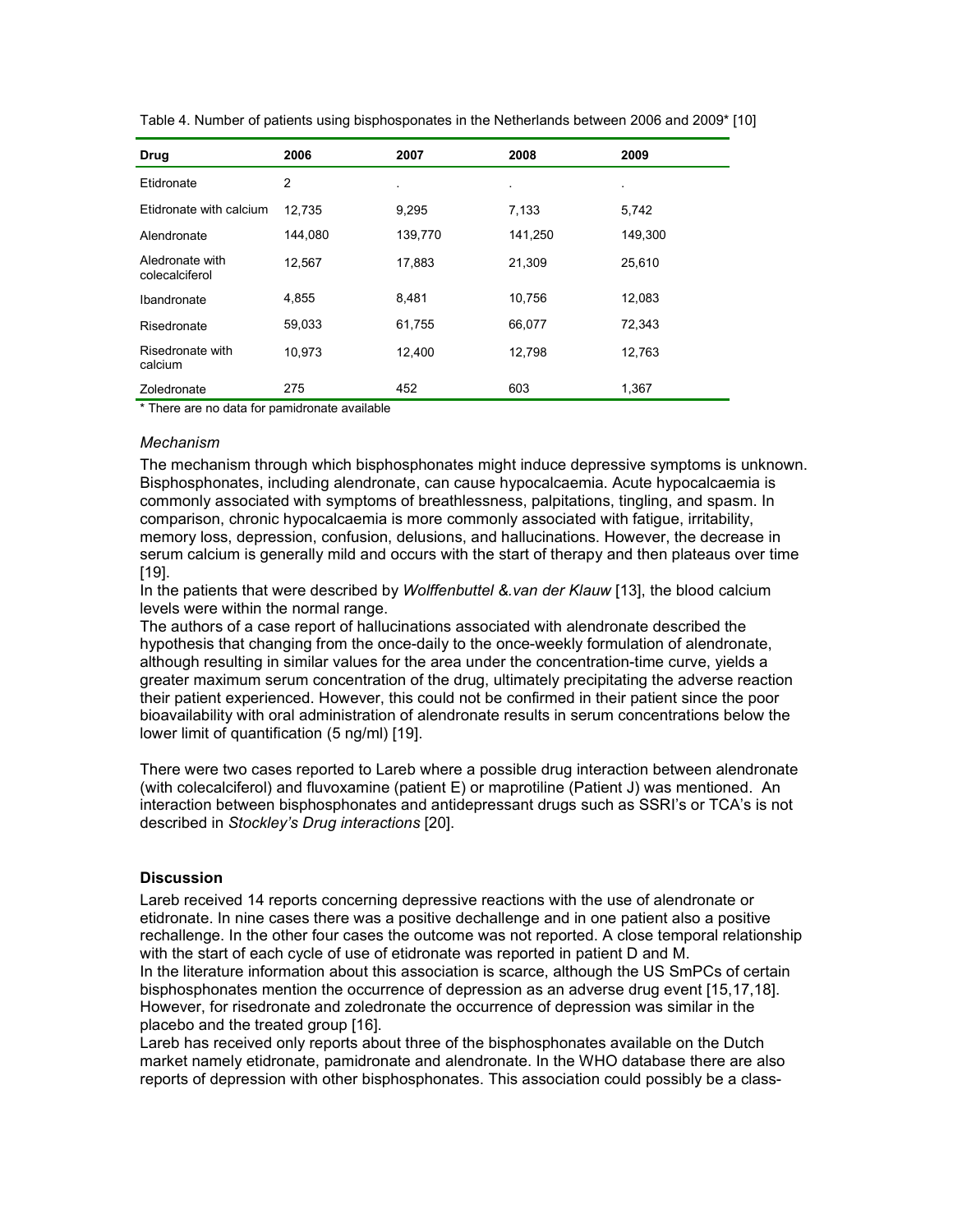Table 4. Number of patients using bisphosponates in the Netherlands between 2006 and 2009* [10]

| Drug | 2006 | 2007 | 2008 | 2009 |
|---|---|---|---|---|
| Etidronate | 2 | . | . | . |
| Etidronate with calcium | 12,735 | 9,295 | 7,133 | 5,742 |
| Alendronate | 144,080 | 139,770 | 141,250 | 149,300 |
| Aledronate with colecalciferol | 12,567 | 17,883 | 21,309 | 25,610 |
| Ibandronate | 4,855 | 8,481 | 10,756 | 12,083 |
| Risedronate | 59,033 | 61,755 | 66,077 | 72,343 |
| Risedronate with calcium | 10,973 | 12,400 | 12,798 | 12,763 |
| Zoledronate | 275 | 452 | 603 | 1,367 |

* There are no data for pamidronate available

*Mechanism*

The mechanism through which bisphosphonates might induce depressive symptoms is unknown. Bisphosphonates, including alendronate, can cause hypocalcaemia. Acute hypocalcaemia is commonly associated with symptoms of breathlessness, palpitations, tingling, and spasm. In comparison, chronic hypocalcaemia is more commonly associated with fatigue, irritability, memory loss, depression, confusion, delusions, and hallucinations. However, the decrease in serum calcium is generally mild and occurs with the start of therapy and then plateaus over time [19].

In the patients that were described by *Wolffenbuttel &.van der Klauw* [13], the blood calcium levels were within the normal range.

The authors of a case report of hallucinations associated with alendronate described the hypothesis that changing from the once-daily to the once-weekly formulation of alendronate, although resulting in similar values for the area under the concentration-time curve, yields a greater maximum serum concentration of the drug, ultimately precipitating the adverse reaction their patient experienced. However, this could not be confirmed in their patient since the poor bioavailability with oral administration of alendronate results in serum concentrations below the lower limit of quantification (5 ng/ml) [19].

There were two cases reported to Lareb where a possible drug interaction between alendronate (with colecalciferol) and fluvoxamine (patient E) or maprotiline (Patient J) was mentioned. An interaction between bisphosphonates and antidepressant drugs such as SSRI's or TCA's is not described in *Stockley's Drug interactions* [20].

### Discussion

Lareb received 14 reports concerning depressive reactions with the use of alendronate or etidronate. In nine cases there was a positive dechallenge and in one patient also a positive rechallenge. In the other four cases the outcome was not reported. A close temporal relationship with the start of each cycle of use of etidronate was reported in patient D and M.

In the literature information about this association is scarce, although the US SmPCs of certain bisphosphonates mention the occurrence of depression as an adverse drug event [15,17,18]. However, for risedronate and zoledronate the occurrence of depression was similar in the placebo and the treated group [16].

Lareb has received only reports about three of the bisphosphonates available on the Dutch market namely etidronate, pamidronate and alendronate. In the WHO database there are also reports of depression with other bisphosphonates. This association could possibly be a class-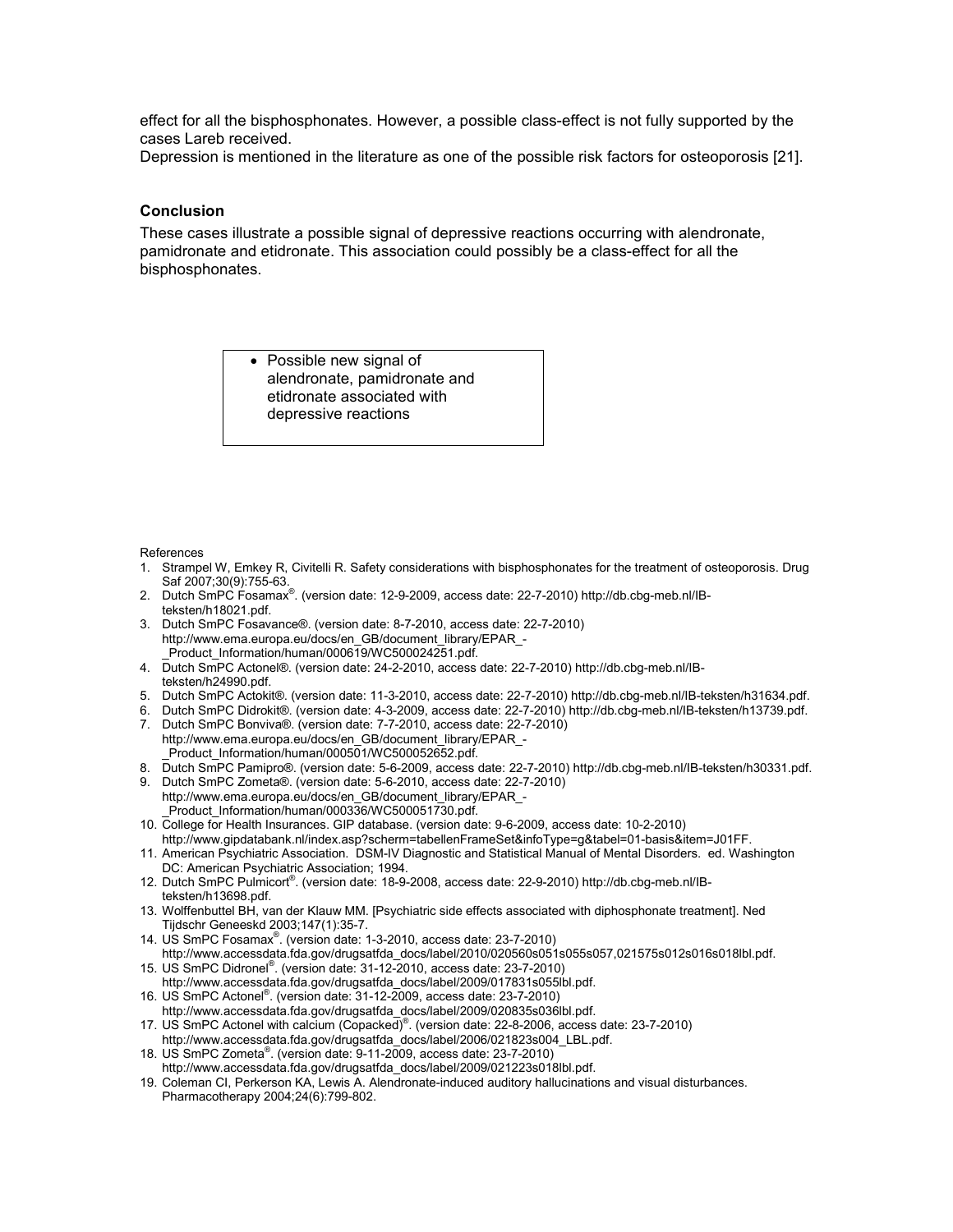effect for all the bisphosphonates. However, a possible class-effect is not fully supported by the cases Lareb received.

Depression is mentioned in the literature as one of the possible risk factors for osteoporosis [21].

### Conclusion

These cases illustrate a possible signal of depressive reactions occurring with alendronate, pamidronate and etidronate. This association could possibly be a class-effect for all the bisphosphonates.

- Possible new signal of alendronate, pamidronate and etidronate associated with depressive reactions

References

1. Strampel W, Emkey R, Civitelli R. Safety considerations with bisphosphonates for the treatment of osteoporosis. Drug Saf 2007;30(9):755-63.
2. Dutch SmPC Fosamax®. (version date: 12-9-2009, access date: 22-7-2010) http://db.cbg-meb.nl/IB-teksten/h18021.pdf.
3. Dutch SmPC Fosavance®. (version date: 8-7-2010, access date: 22-7-2010) http://www.ema.europa.eu/docs/en_GB/document_library/EPAR_-_Product_Information/human/000619/WC500024251.pdf.
4. Dutch SmPC Actonel®. (version date: 24-2-2010, access date: 22-7-2010) http://db.cbg-meb.nl/IB-teksten/h24990.pdf.
5. Dutch SmPC Actokit®. (version date: 11-3-2010, access date: 22-7-2010) http://db.cbg-meb.nl/IB-teksten/h31634.pdf.
6. Dutch SmPC Didrokit®. (version date: 4-3-2009, access date: 22-7-2010) http://db.cbg-meb.nl/IB-teksten/h13739.pdf.
7. Dutch SmPC Bonviva®. (version date: 7-7-2010, access date: 22-7-2010) http://www.ema.europa.eu/docs/en_GB/document_library/EPAR_-_Product_Information/human/000501/WC500052652.pdf.
8. Dutch SmPC Pamipro®. (version date: 5-6-2009, access date: 22-7-2010) http://db.cbg-meb.nl/IB-teksten/h30331.pdf.
9. Dutch SmPC Zometa®. (version date: 5-6-2010, access date: 22-7-2010) http://www.ema.europa.eu/docs/en_GB/document_library/EPAR_-_Product_Information/human/000336/WC500051730.pdf.
10. College for Health Insurances. GIP database. (version date: 9-6-2009, access date: 10-2-2010) http://www.gipdatabank.nl/index.asp?scherm=tabellenFrameSet&infoType=g&tabel=01-basis&item=J01FF.
11. American Psychiatric Association. DSM-IV Diagnostic and Statistical Manual of Mental Disorders. ed. Washington DC: American Psychiatric Association; 1994.
12. Dutch SmPC Pulmicort®. (version date: 18-9-2008, access date: 22-9-2010) http://db.cbg-meb.nl/IB-teksten/h13698.pdf.
13. Wolffenbuttel BH, van der Klauw MM. [Psychiatric side effects associated with diphosphonate treatment]. Ned Tijdschr Geneeskd 2003;147(1):35-7.
14. US SmPC Fosamax®. (version date: 1-3-2010, access date: 23-7-2010) http://www.accessdata.fda.gov/drugsatfda_docs/label/2010/020560s051s055s057,021575s012s016s018lbl.pdf.
15. US SmPC Didronel®. (version date: 31-12-2010, access date: 23-7-2010) http://www.accessdata.fda.gov/drugsatfda_docs/label/2009/017831s055lbl.pdf.
16. US SmPC Actonel®. (version date: 31-12-2009, access date: 23-7-2010) http://www.accessdata.fda.gov/drugsatfda_docs/label/2009/020835s036lbl.pdf.
17. US SmPC Actonel with calcium (Copacked)®. (version date: 22-8-2006, access date: 23-7-2010) http://www.accessdata.fda.gov/drugsatfda_docs/label/2006/021823s004_LBL.pdf.
18. US SmPC Zometa®. (version date: 9-11-2009, access date: 23-7-2010) http://www.accessdata.fda.gov/drugsatfda_docs/label/2009/021223s018lbl.pdf.
19. Coleman CI, Perkerson KA, Lewis A. Alendronate-induced auditory hallucinations and visual disturbances. Pharmacotherapy 2004;24(6):799-802.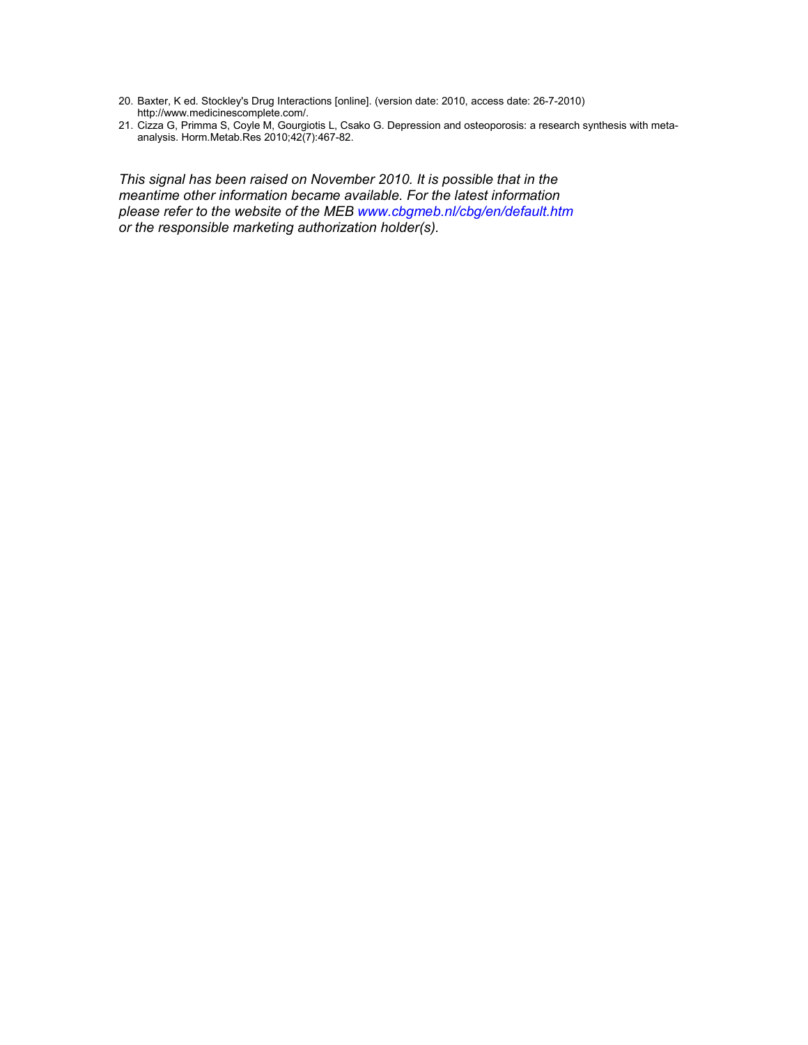20. Baxter, K ed. Stockley's Drug Interactions [online]. (version date: 2010, access date: 26-7-2010) http://www.medicinescomplete.com/.
21. Cizza G, Primma S, Coyle M, Gourgiotis L, Csako G. Depression and osteoporosis: a research synthesis with meta-analysis. Horm.Metab.Res 2010;42(7):467-82.

*This signal has been raised on November 2010. It is possible that in the meantime other information became available. For the latest information please refer to the website of the MEB www.cbgmeb.nl/cbg/en/default.htm or the responsible marketing authorization holder(s).*